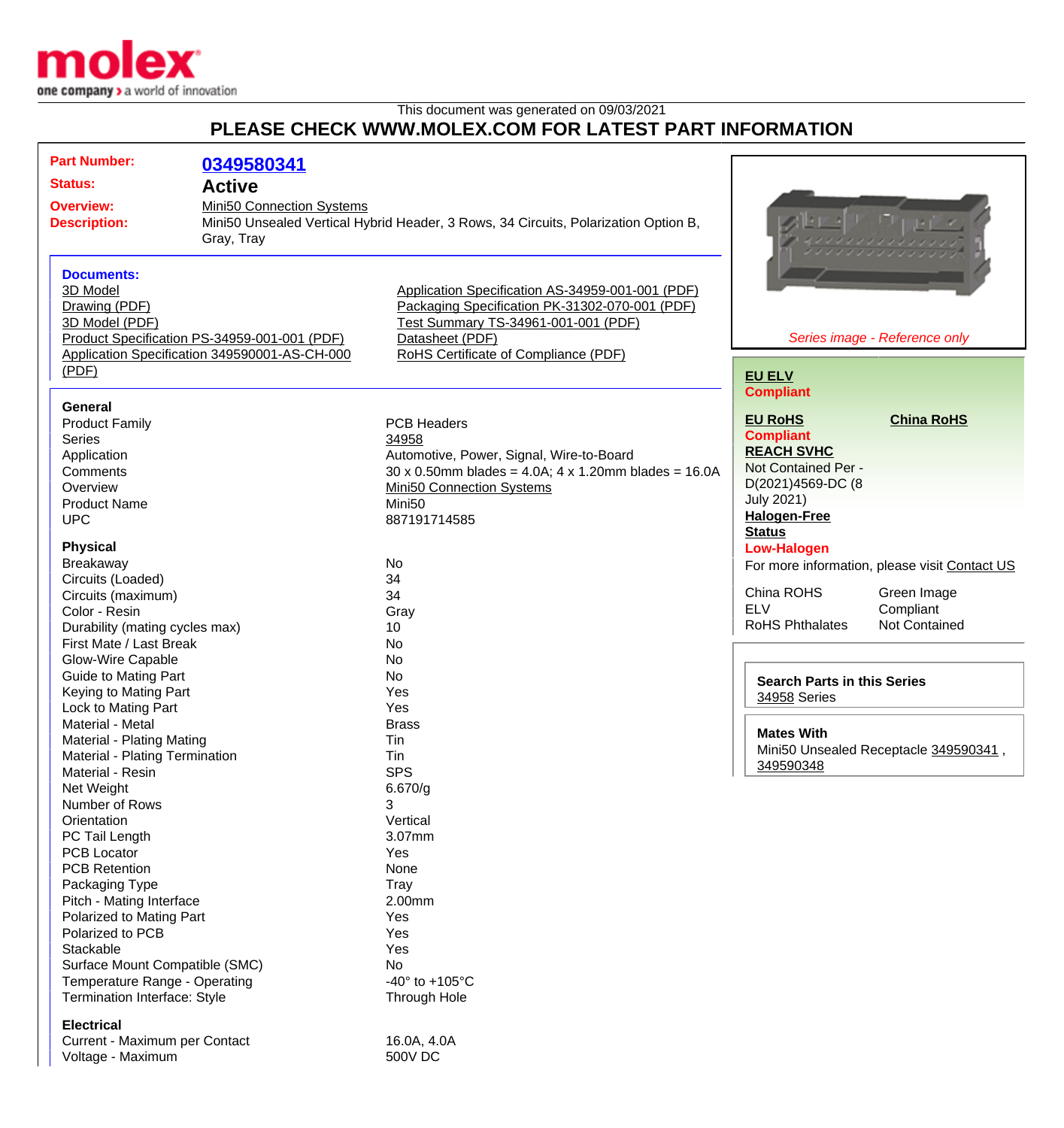This document was generated on 09/03/2021

# PLEASE CHECK WWW.MOLEX.COM FOR LATEST PART INFORMATION

| | |
|---|---|
| **Part Number:** | **0349580341** |
| **Status:** | **Active** |
| **Overview:** | Mini50 Connection Systems |
| **Description:** | Mini50 Unsealed Vertical Hybrid Header, 3 Rows, 34 Circuits, Polarization Option B, Gray, Tray |

*Series image - Reference only*

### Documents:

- 3D Model
- Drawing (PDF)
- 3D Model (PDF)
- Product Specification PS-34959-001-001 (PDF)
- Application Specification 349590001-AS-CH-000 (PDF)
- Application Specification AS-34959-001-001 (PDF)
- Packaging Specification PK-31302-070-001 (PDF)
- Test Summary TS-34961-001-001 (PDF)
- Datasheet (PDF)
- RoHS Certificate of Compliance (PDF)

**EU ELV**
**Compliant**

**EU RoHS**
**Compliant**

**China RoHS**

**REACH SVHC**
Not Contained Per - D(2021)4569-DC (8 July 2021)

**Halogen-Free Status**
**Low-Halogen**

For more information, please visit Contact US

| | |
|---|---|
| China ROHS | Green Image |
| ELV | Compliant |
| RoHS Phthalates | Not Contained |

**Search Parts in this Series**
34958 Series

**Mates With**
Mini50 Unsealed Receptacle 349590341 , 349590348

### General

| | |
|---|---|
| Product Family | PCB Headers |
| Series | 34958 |
| Application | Automotive, Power, Signal, Wire-to-Board |
| Comments | 30 x 0.50mm blades = 4.0A; 4 x 1.20mm blades = 16.0A |
| Overview | Mini50 Connection Systems |
| Product Name | Mini50 |
| UPC | 887191714585 |

### Physical

| | |
|---|---|
| Breakaway | No |
| Circuits (Loaded) | 34 |
| Circuits (maximum) | 34 |
| Color - Resin | Gray |
| Durability (mating cycles max) | 10 |
| First Mate / Last Break | No |
| Glow-Wire Capable | No |
| Guide to Mating Part | No |
| Keying to Mating Part | Yes |
| Lock to Mating Part | Yes |
| Material - Metal | Brass |
| Material - Plating Mating | Tin |
| Material - Plating Termination | Tin |
| Material - Resin | SPS |
| Net Weight | 6.670/g |
| Number of Rows | 3 |
| Orientation | Vertical |
| PC Tail Length | 3.07mm |
| PCB Locator | Yes |
| PCB Retention | None |
| Packaging Type | Tray |
| Pitch - Mating Interface | 2.00mm |
| Polarized to Mating Part | Yes |
| Polarized to PCB | Yes |
| Stackable | Yes |
| Surface Mount Compatible (SMC) | No |
| Temperature Range - Operating | -40° to +105°C |
| Termination Interface: Style | Through Hole |

### Electrical

| | |
|---|---|
| Current - Maximum per Contact | 16.0A, 4.0A |
| Voltage - Maximum | 500V DC |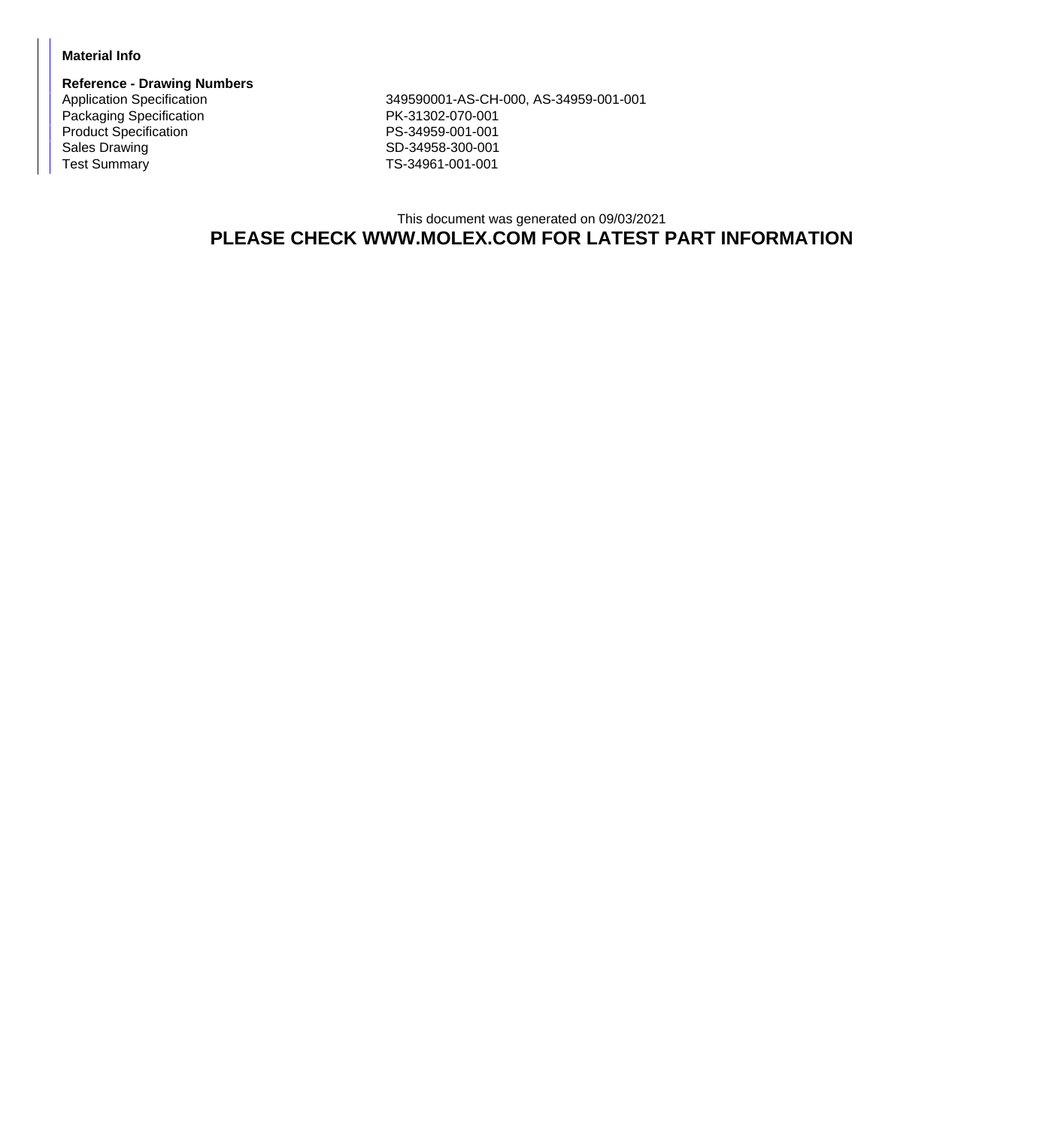**Material Info**

**Reference - Drawing Numbers**

| | |
|---|---|
| Application Specification | 349590001-AS-CH-000, AS-34959-001-001 |
| Packaging Specification | PK-31302-070-001 |
| Product Specification | PS-34959-001-001 |
| Sales Drawing | SD-34958-300-001 |
| Test Summary | TS-34961-001-001 |

This document was generated on 09/03/2021

**PLEASE CHECK WWW.MOLEX.COM FOR LATEST PART INFORMATION**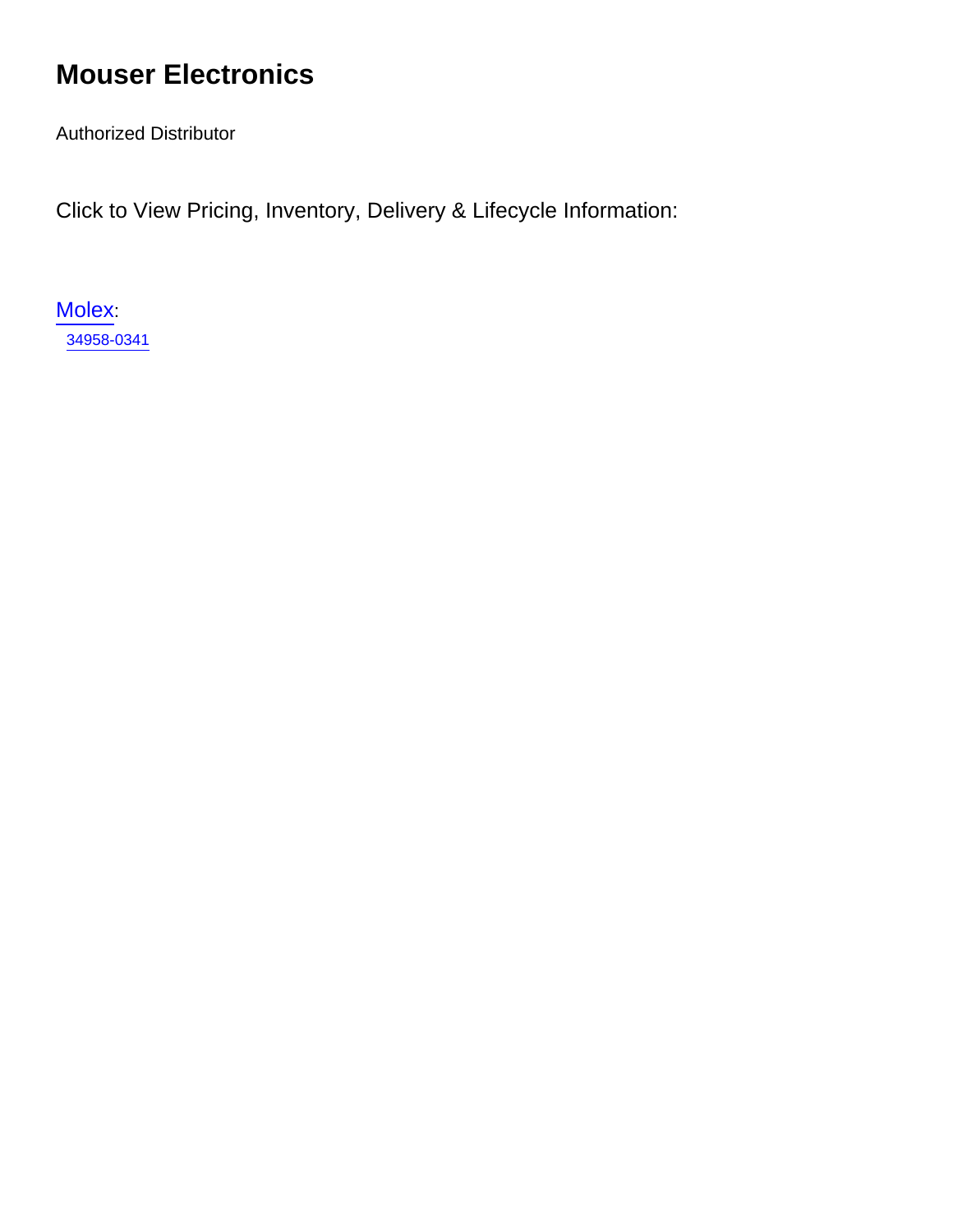# Mouser Electronics

Authorized Distributor

Click to View Pricing, Inventory, Delivery & Lifecycle Information:

Molex:

34958-0341